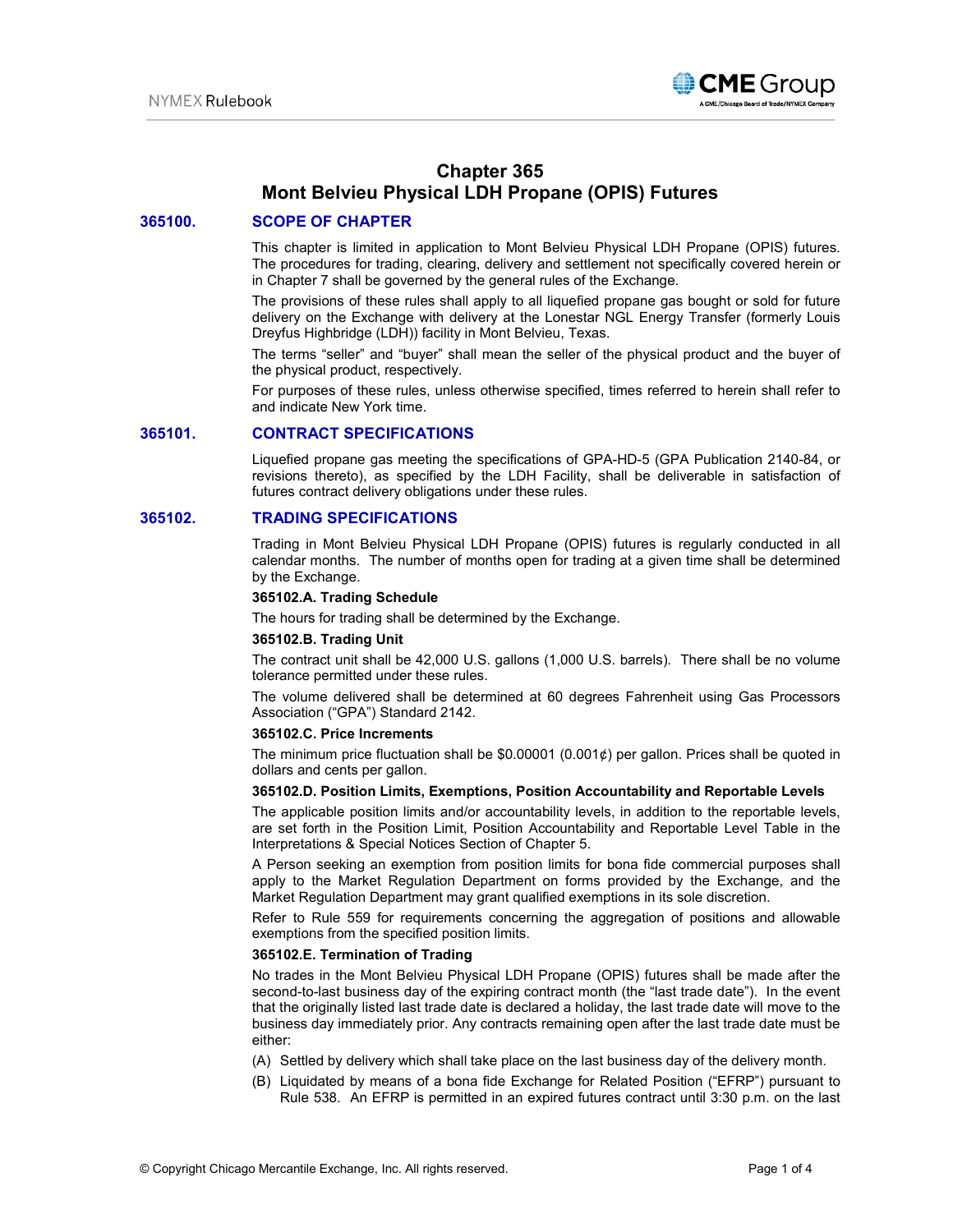# Chapter 365
# Mont Belvieu Physical LDH Propane (OPIS) Futures

## 365100. SCOPE OF CHAPTER

This chapter is limited in application to Mont Belvieu Physical LDH Propane (OPIS) futures. The procedures for trading, clearing, delivery and settlement not specifically covered herein or in Chapter 7 shall be governed by the general rules of the Exchange.

The provisions of these rules shall apply to all liquefied propane gas bought or sold for future delivery on the Exchange with delivery at the Lonestar NGL Energy Transfer (formerly Louis Dreyfus Highbridge (LDH)) facility in Mont Belvieu, Texas.

The terms "seller" and "buyer" shall mean the seller of the physical product and the buyer of the physical product, respectively.

For purposes of these rules, unless otherwise specified, times referred to herein shall refer to and indicate New York time.

## 365101. CONTRACT SPECIFICATIONS

Liquefied propane gas meeting the specifications of GPA-HD-5 (GPA Publication 2140-84, or revisions thereto), as specified by the LDH Facility, shall be deliverable in satisfaction of futures contract delivery obligations under these rules.

## 365102. TRADING SPECIFICATIONS

Trading in Mont Belvieu Physical LDH Propane (OPIS) futures is regularly conducted in all calendar months. The number of months open for trading at a given time shall be determined by the Exchange.

**365102.A. Trading Schedule**

The hours for trading shall be determined by the Exchange.

**365102.B. Trading Unit**

The contract unit shall be 42,000 U.S. gallons (1,000 U.S. barrels). There shall be no volume tolerance permitted under these rules.

The volume delivered shall be determined at 60 degrees Fahrenheit using Gas Processors Association ("GPA") Standard 2142.

**365102.C. Price Increments**

The minimum price fluctuation shall be $0.00001 (0.001¢) per gallon. Prices shall be quoted in dollars and cents per gallon.

**365102.D. Position Limits, Exemptions, Position Accountability and Reportable Levels**

The applicable position limits and/or accountability levels, in addition to the reportable levels, are set forth in the Position Limit, Position Accountability and Reportable Level Table in the Interpretations & Special Notices Section of Chapter 5.

A Person seeking an exemption from position limits for bona fide commercial purposes shall apply to the Market Regulation Department on forms provided by the Exchange, and the Market Regulation Department may grant qualified exemptions in its sole discretion.

Refer to Rule 559 for requirements concerning the aggregation of positions and allowable exemptions from the specified position limits.

**365102.E. Termination of Trading**

No trades in the Mont Belvieu Physical LDH Propane (OPIS) futures shall be made after the second-to-last business day of the expiring contract month (the "last trade date"). In the event that the originally listed last trade date is declared a holiday, the last trade date will move to the business day immediately prior. Any contracts remaining open after the last trade date must be either:

(A) Settled by delivery which shall take place on the last business day of the delivery month.

(B) Liquidated by means of a bona fide Exchange for Related Position ("EFRP") pursuant to Rule 538. An EFRP is permitted in an expired futures contract until 3:30 p.m. on the last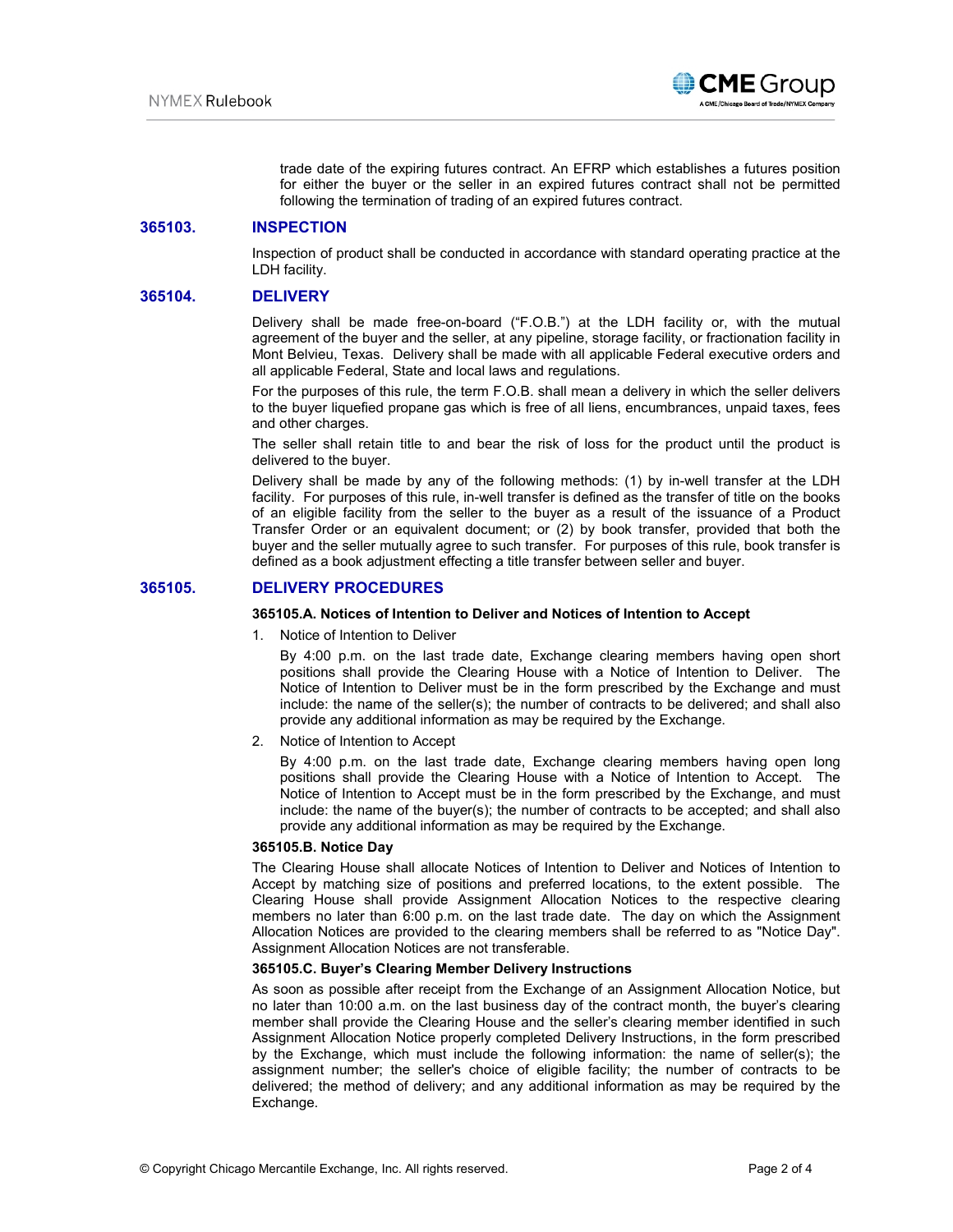trade date of the expiring futures contract. An EFRP which establishes a futures position for either the buyer or the seller in an expired futures contract shall not be permitted following the termination of trading of an expired futures contract.

## 365103. INSPECTION

Inspection of product shall be conducted in accordance with standard operating practice at the LDH facility.

## 365104. DELIVERY

Delivery shall be made free-on-board ("F.O.B.") at the LDH facility or, with the mutual agreement of the buyer and the seller, at any pipeline, storage facility, or fractionation facility in Mont Belvieu, Texas. Delivery shall be made with all applicable Federal executive orders and all applicable Federal, State and local laws and regulations.

For the purposes of this rule, the term F.O.B. shall mean a delivery in which the seller delivers to the buyer liquefied propane gas which is free of all liens, encumbrances, unpaid taxes, fees and other charges.

The seller shall retain title to and bear the risk of loss for the product until the product is delivered to the buyer.

Delivery shall be made by any of the following methods: (1) by in-well transfer at the LDH facility. For purposes of this rule, in-well transfer is defined as the transfer of title on the books of an eligible facility from the seller to the buyer as a result of the issuance of a Product Transfer Order or an equivalent document; or (2) by book transfer, provided that both the buyer and the seller mutually agree to such transfer. For purposes of this rule, book transfer is defined as a book adjustment effecting a title transfer between seller and buyer.

## 365105. DELIVERY PROCEDURES

### 365105.A. Notices of Intention to Deliver and Notices of Intention to Accept

1. Notice of Intention to Deliver

   By 4:00 p.m. on the last trade date, Exchange clearing members having open short positions shall provide the Clearing House with a Notice of Intention to Deliver. The Notice of Intention to Deliver must be in the form prescribed by the Exchange and must include: the name of the seller(s); the number of contracts to be delivered; and shall also provide any additional information as may be required by the Exchange.

2. Notice of Intention to Accept

   By 4:00 p.m. on the last trade date, Exchange clearing members having open long positions shall provide the Clearing House with a Notice of Intention to Accept. The Notice of Intention to Accept must be in the form prescribed by the Exchange, and must include: the name of the buyer(s); the number of contracts to be accepted; and shall also provide any additional information as may be required by the Exchange.

### 365105.B. Notice Day

The Clearing House shall allocate Notices of Intention to Deliver and Notices of Intention to Accept by matching size of positions and preferred locations, to the extent possible. The Clearing House shall provide Assignment Allocation Notices to the respective clearing members no later than 6:00 p.m. on the last trade date. The day on which the Assignment Allocation Notices are provided to the clearing members shall be referred to as "Notice Day". Assignment Allocation Notices are not transferable.

### 365105.C. Buyer's Clearing Member Delivery Instructions

As soon as possible after receipt from the Exchange of an Assignment Allocation Notice, but no later than 10:00 a.m. on the last business day of the contract month, the buyer's clearing member shall provide the Clearing House and the seller's clearing member identified in such Assignment Allocation Notice properly completed Delivery Instructions, in the form prescribed by the Exchange, which must include the following information: the name of seller(s); the assignment number; the seller's choice of eligible facility; the number of contracts to be delivered; the method of delivery; and any additional information as may be required by the Exchange.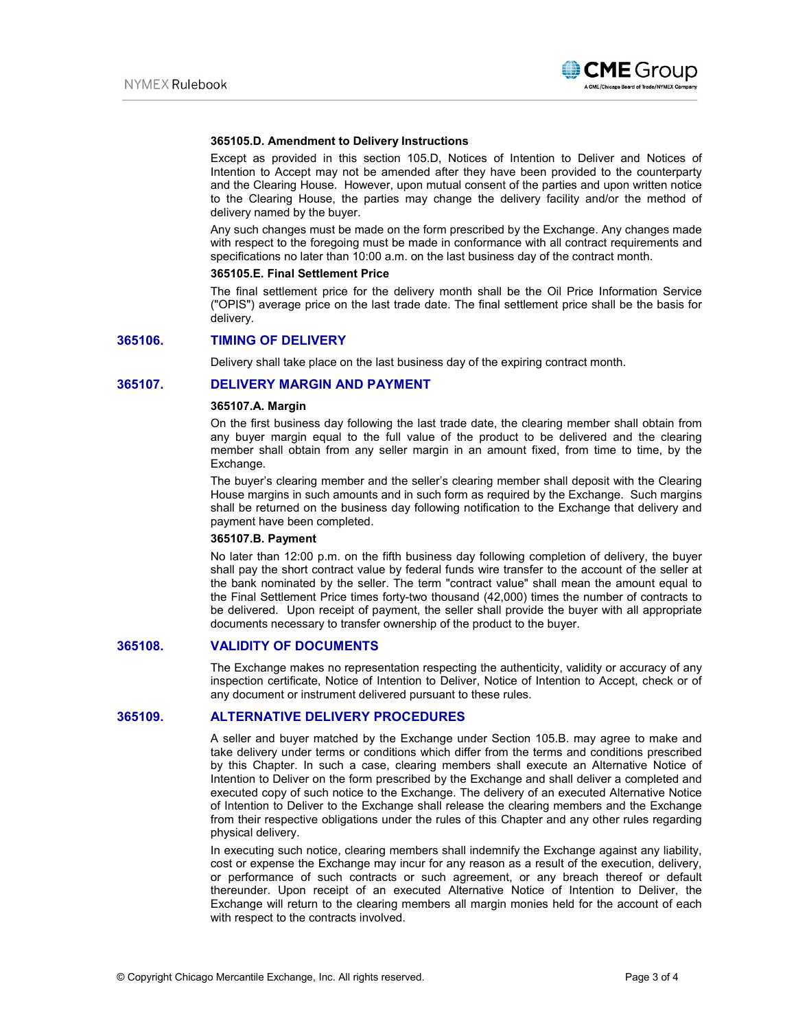#### 365105.D. Amendment to Delivery Instructions

Except as provided in this section 105.D, Notices of Intention to Deliver and Notices of Intention to Accept may not be amended after they have been provided to the counterparty and the Clearing House. However, upon mutual consent of the parties and upon written notice to the Clearing House, the parties may change the delivery facility and/or the method of delivery named by the buyer.

Any such changes must be made on the form prescribed by the Exchange. Any changes made with respect to the foregoing must be made in conformance with all contract requirements and specifications no later than 10:00 a.m. on the last business day of the contract month.

#### 365105.E. Final Settlement Price

The final settlement price for the delivery month shall be the Oil Price Information Service ("OPIS") average price on the last trade date. The final settlement price shall be the basis for delivery.

## 365106. TIMING OF DELIVERY

Delivery shall take place on the last business day of the expiring contract month.

## 365107. DELIVERY MARGIN AND PAYMENT

#### 365107.A. Margin

On the first business day following the last trade date, the clearing member shall obtain from any buyer margin equal to the full value of the product to be delivered and the clearing member shall obtain from any seller margin in an amount fixed, from time to time, by the Exchange.

The buyer's clearing member and the seller's clearing member shall deposit with the Clearing House margins in such amounts and in such form as required by the Exchange. Such margins shall be returned on the business day following notification to the Exchange that delivery and payment have been completed.

#### 365107.B. Payment

No later than 12:00 p.m. on the fifth business day following completion of delivery, the buyer shall pay the short contract value by federal funds wire transfer to the account of the seller at the bank nominated by the seller. The term "contract value" shall mean the amount equal to the Final Settlement Price times forty-two thousand (42,000) times the number of contracts to be delivered. Upon receipt of payment, the seller shall provide the buyer with all appropriate documents necessary to transfer ownership of the product to the buyer.

## 365108. VALIDITY OF DOCUMENTS

The Exchange makes no representation respecting the authenticity, validity or accuracy of any inspection certificate, Notice of Intention to Deliver, Notice of Intention to Accept, check or of any document or instrument delivered pursuant to these rules.

## 365109. ALTERNATIVE DELIVERY PROCEDURES

A seller and buyer matched by the Exchange under Section 105.B. may agree to make and take delivery under terms or conditions which differ from the terms and conditions prescribed by this Chapter. In such a case, clearing members shall execute an Alternative Notice of Intention to Deliver on the form prescribed by the Exchange and shall deliver a completed and executed copy of such notice to the Exchange. The delivery of an executed Alternative Notice of Intention to Deliver to the Exchange shall release the clearing members and the Exchange from their respective obligations under the rules of this Chapter and any other rules regarding physical delivery.

In executing such notice, clearing members shall indemnify the Exchange against any liability, cost or expense the Exchange may incur for any reason as a result of the execution, delivery, or performance of such contracts or such agreement, or any breach thereof or default thereunder. Upon receipt of an executed Alternative Notice of Intention to Deliver, the Exchange will return to the clearing members all margin monies held for the account of each with respect to the contracts involved.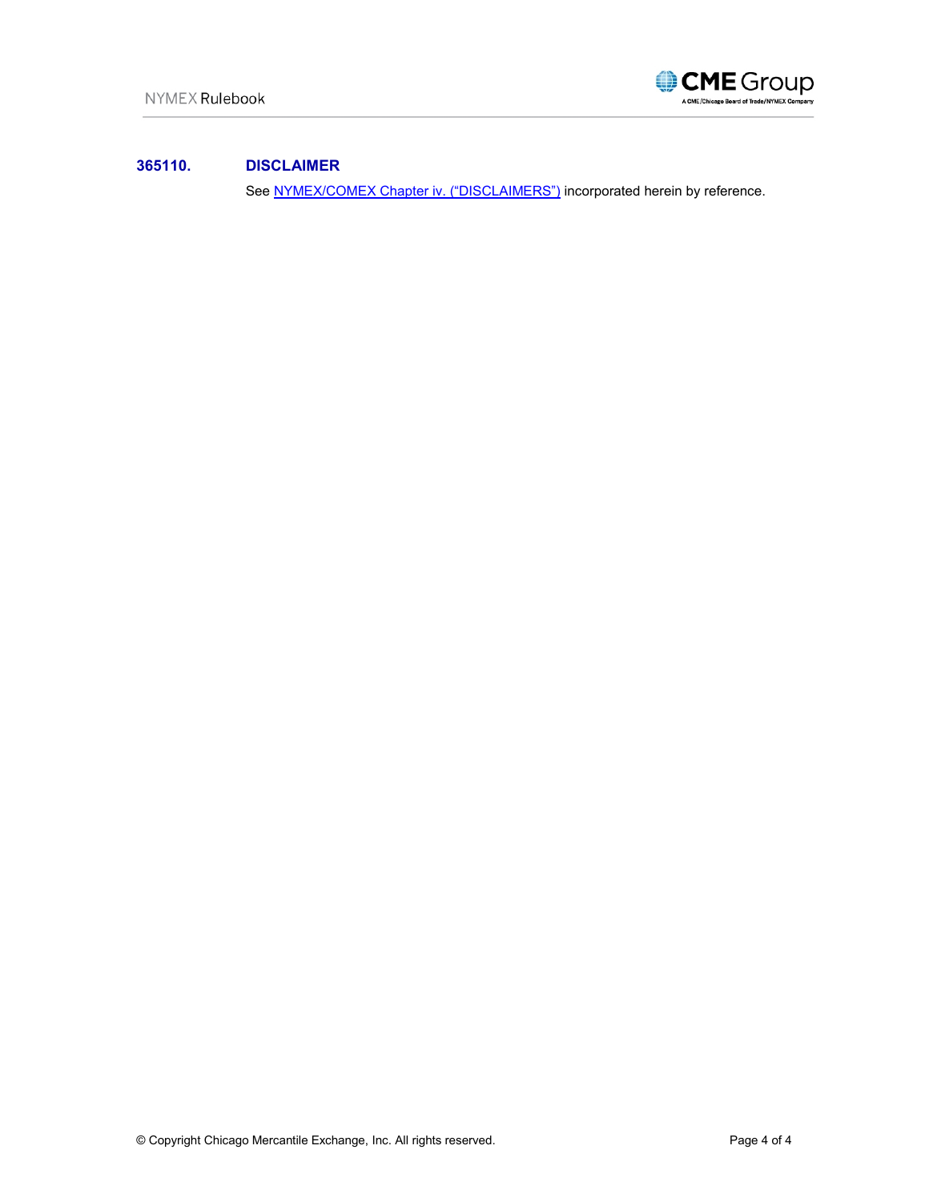### 365110. DISCLAIMER

See NYMEX/COMEX Chapter iv. ("DISCLAIMERS") incorporated herein by reference.